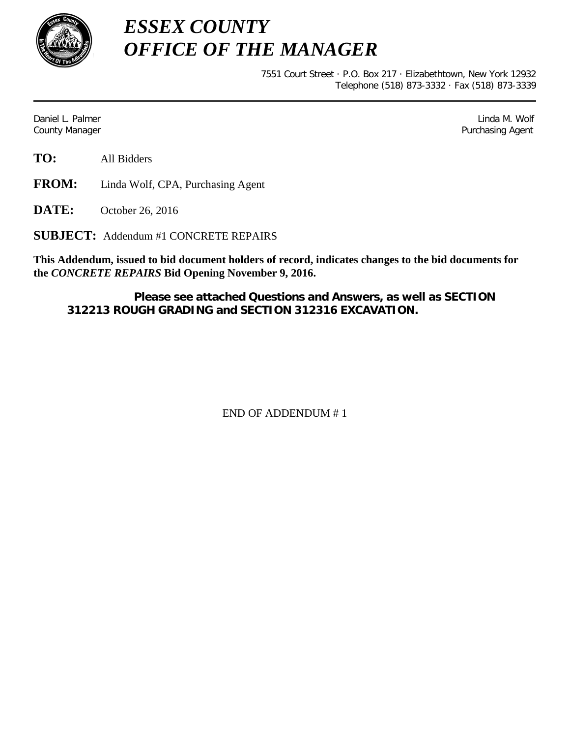# *ESSEX COUNTY*
# *OFFICE OF THE MANAGER*

7551 Court Street · P.O. Box 217 · Elizabethtown, New York 12932
Telephone (518) 873-3332 · Fax (518) 873-3339

Daniel L. Palmer
County Manager

Linda M. Wolf
Purchasing Agent

**TO:** All Bidders

**FROM:** Linda Wolf, CPA, Purchasing Agent

**DATE:** October 26, 2016

**SUBJECT:** Addendum #1 CONCRETE REPAIRS

**This Addendum, issued to bid document holders of record, indicates changes to the bid documents for the *CONCRETE REPAIRS* Bid Opening November 9, 2016.**

**Please see attached Questions and Answers, as well as SECTION 312213 ROUGH GRADING and SECTION 312316 EXCAVATION.**

END OF ADDENDUM # 1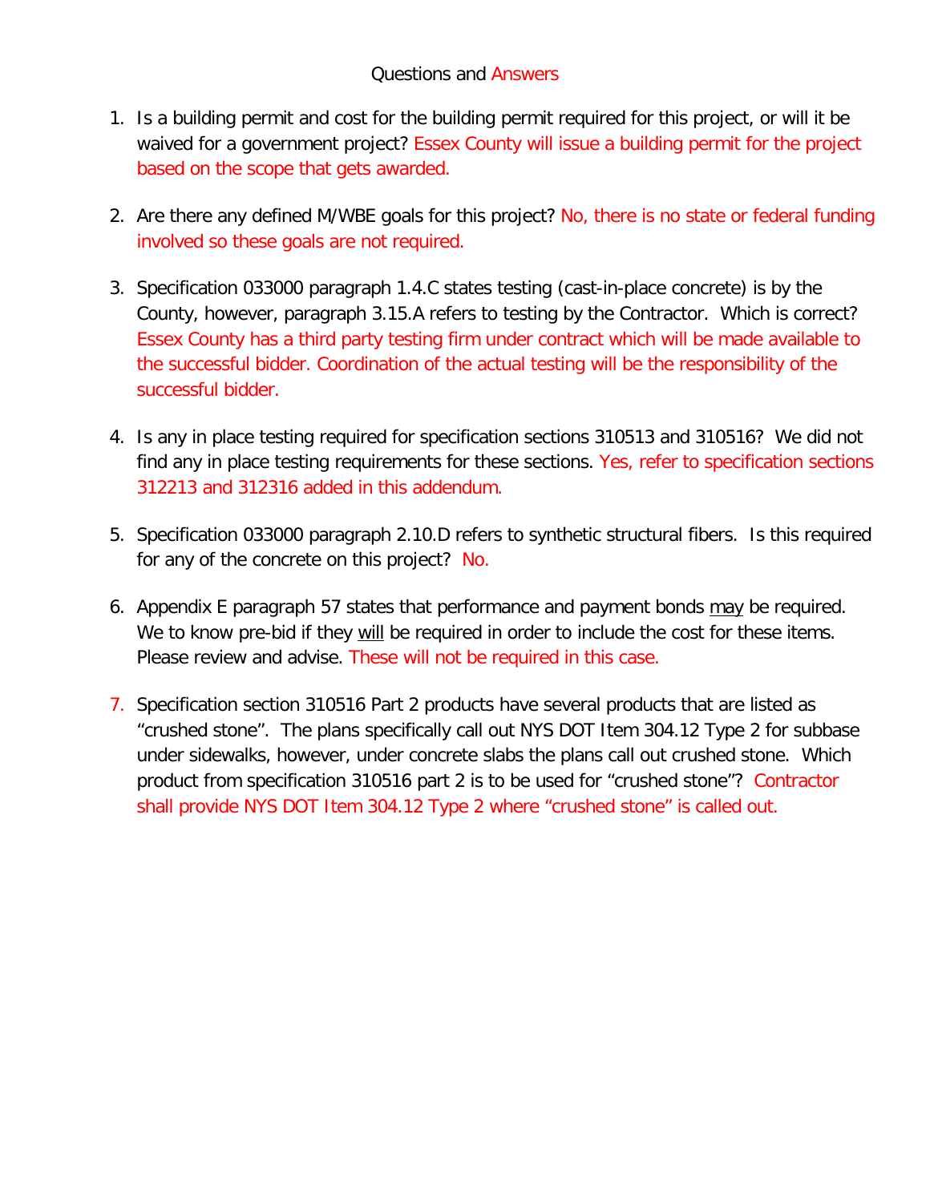Questions and Answers

1. Is a building permit and cost for the building permit required for this project, or will it be waived for a government project? Essex County will issue a building permit for the project based on the scope that gets awarded.

2. Are there any defined M/WBE goals for this project? No, there is no state or federal funding involved so these goals are not required.

3. Specification 033000 paragraph 1.4.C states testing (cast-in-place concrete) is by the County, however, paragraph 3.15.A refers to testing by the Contractor. Which is correct? Essex County has a third party testing firm under contract which will be made available to the successful bidder. Coordination of the actual testing will be the responsibility of the successful bidder.

4. Is any in place testing required for specification sections 310513 and 310516? We did not find any in place testing requirements for these sections. Yes, refer to specification sections 312213 and 312316 added in this addendum.

5. Specification 033000 paragraph 2.10.D refers to synthetic structural fibers. Is this required for any of the concrete on this project? No.

6. Appendix E paragraph 57 states that performance and payment bonds <u>may</u> be required. We to know pre-bid if they <u>will</u> be required in order to include the cost for these items. Please review and advise. These will not be required in this case.

7. Specification section 310516 Part 2 products have several products that are listed as "crushed stone". The plans specifically call out NYS DOT Item 304.12 Type 2 for subbase under sidewalks, however, under concrete slabs the plans call out crushed stone. Which product from specification 310516 part 2 is to be used for "crushed stone"? Contractor shall provide NYS DOT Item 304.12 Type 2 where "crushed stone" is called out.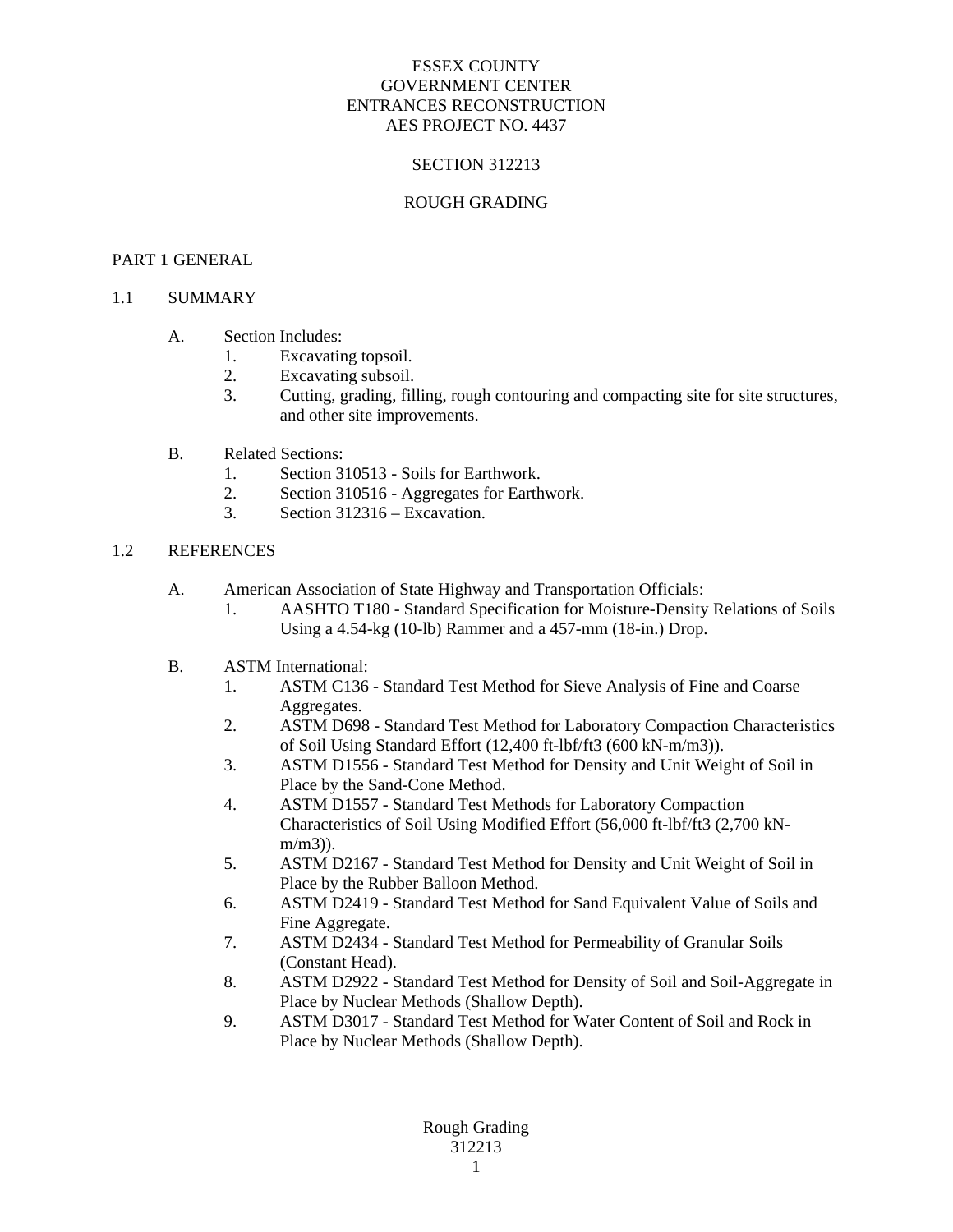ESSEX COUNTY
GOVERNMENT CENTER
ENTRANCES RECONSTRUCTION
AES PROJECT NO. 4437

# SECTION 312213

# ROUGH GRADING

## PART 1 GENERAL

### 1.1 SUMMARY

A. Section Includes:
   1. Excavating topsoil.
   2. Excavating subsoil.
   3. Cutting, grading, filling, rough contouring and compacting site for site structures, and other site improvements.

B. Related Sections:
   1. Section 310513 - Soils for Earthwork.
   2. Section 310516 - Aggregates for Earthwork.
   3. Section 312316 – Excavation.

### 1.2 REFERENCES

A. American Association of State Highway and Transportation Officials:
   1. AASHTO T180 - Standard Specification for Moisture-Density Relations of Soils Using a 4.54-kg (10-lb) Rammer and a 457-mm (18-in.) Drop.

B. ASTM International:
   1. ASTM C136 - Standard Test Method for Sieve Analysis of Fine and Coarse Aggregates.
   2. ASTM D698 - Standard Test Method for Laboratory Compaction Characteristics of Soil Using Standard Effort (12,400 ft-lbf/ft3 (600 kN-m/m3)).
   3. ASTM D1556 - Standard Test Method for Density and Unit Weight of Soil in Place by the Sand-Cone Method.
   4. ASTM D1557 - Standard Test Methods for Laboratory Compaction Characteristics of Soil Using Modified Effort (56,000 ft-lbf/ft3 (2,700 kN-m/m3)).
   5. ASTM D2167 - Standard Test Method for Density and Unit Weight of Soil in Place by the Rubber Balloon Method.
   6. ASTM D2419 - Standard Test Method for Sand Equivalent Value of Soils and Fine Aggregate.
   7. ASTM D2434 - Standard Test Method for Permeability of Granular Soils (Constant Head).
   8. ASTM D2922 - Standard Test Method for Density of Soil and Soil-Aggregate in Place by Nuclear Methods (Shallow Depth).
   9. ASTM D3017 - Standard Test Method for Water Content of Soil and Rock in Place by Nuclear Methods (Shallow Depth).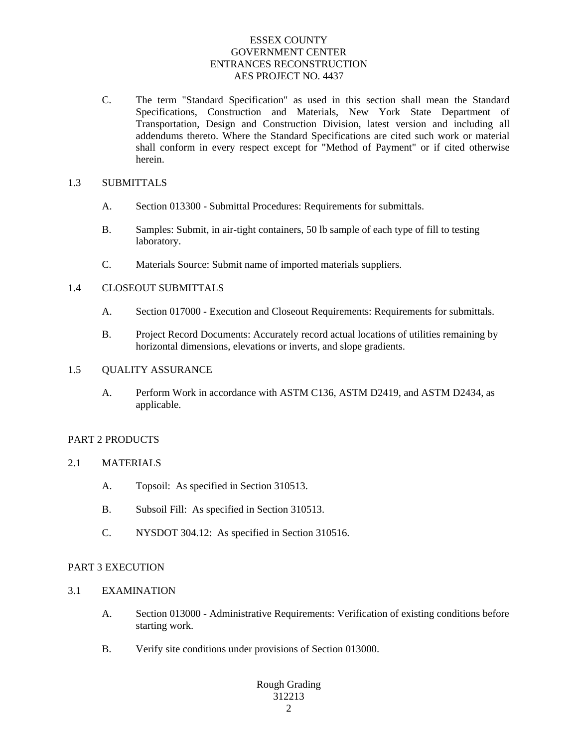C. The term "Standard Specification" as used in this section shall mean the Standard Specifications, Construction and Materials, New York State Department of Transportation, Design and Construction Division, latest version and including all addendums thereto. Where the Standard Specifications are cited such work or material shall conform in every respect except for "Method of Payment" or if cited otherwise herein.

### 1.3 SUBMITTALS

A. Section 013300 - Submittal Procedures: Requirements for submittals.

B. Samples: Submit, in air-tight containers, 50 lb sample of each type of fill to testing laboratory.

C. Materials Source: Submit name of imported materials suppliers.

### 1.4 CLOSEOUT SUBMITTALS

A. Section 017000 - Execution and Closeout Requirements: Requirements for submittals.

B. Project Record Documents: Accurately record actual locations of utilities remaining by horizontal dimensions, elevations or inverts, and slope gradients.

### 1.5 QUALITY ASSURANCE

A. Perform Work in accordance with ASTM C136, ASTM D2419, and ASTM D2434, as applicable.

## PART 2 PRODUCTS

### 2.1 MATERIALS

A. Topsoil: As specified in Section 310513.

B. Subsoil Fill: As specified in Section 310513.

C. NYSDOT 304.12: As specified in Section 310516.

## PART 3 EXECUTION

### 3.1 EXAMINATION

A. Section 013000 - Administrative Requirements: Verification of existing conditions before starting work.

B. Verify site conditions under provisions of Section 013000.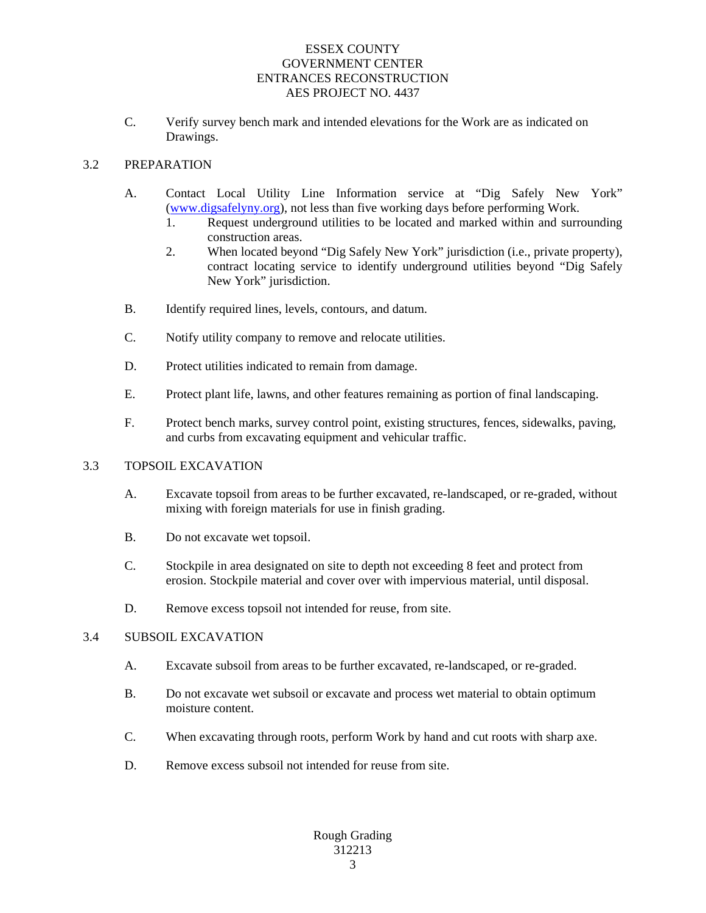C. Verify survey bench mark and intended elevations for the Work are as indicated on Drawings.

## 3.2 PREPARATION

A. Contact Local Utility Line Information service at "Dig Safely New York" (www.digsafelyny.org), not less than five working days before performing Work.
   1. Request underground utilities to be located and marked within and surrounding construction areas.
   2. When located beyond "Dig Safely New York" jurisdiction (i.e., private property), contract locating service to identify underground utilities beyond "Dig Safely New York" jurisdiction.

B. Identify required lines, levels, contours, and datum.

C. Notify utility company to remove and relocate utilities.

D. Protect utilities indicated to remain from damage.

E. Protect plant life, lawns, and other features remaining as portion of final landscaping.

F. Protect bench marks, survey control point, existing structures, fences, sidewalks, paving, and curbs from excavating equipment and vehicular traffic.

## 3.3 TOPSOIL EXCAVATION

A. Excavate topsoil from areas to be further excavated, re-landscaped, or re-graded, without mixing with foreign materials for use in finish grading.

B. Do not excavate wet topsoil.

C. Stockpile in area designated on site to depth not exceeding 8 feet and protect from erosion. Stockpile material and cover over with impervious material, until disposal.

D. Remove excess topsoil not intended for reuse, from site.

## 3.4 SUBSOIL EXCAVATION

A. Excavate subsoil from areas to be further excavated, re-landscaped, or re-graded.

B. Do not excavate wet subsoil or excavate and process wet material to obtain optimum moisture content.

C. When excavating through roots, perform Work by hand and cut roots with sharp axe.

D. Remove excess subsoil not intended for reuse from site.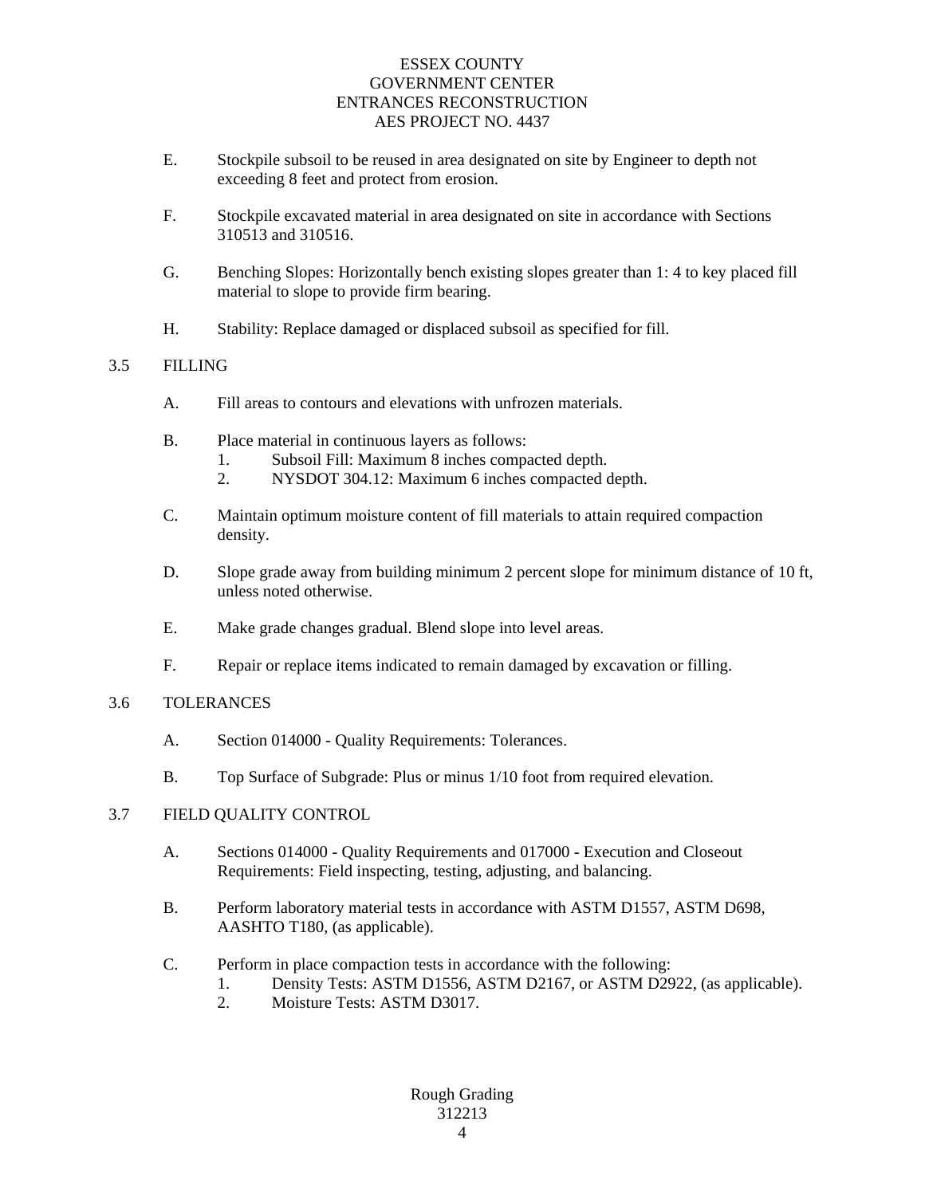E. Stockpile subsoil to be reused in area designated on site by Engineer to depth not exceeding 8 feet and protect from erosion.

F. Stockpile excavated material in area designated on site in accordance with Sections 310513 and 310516.

G. Benching Slopes: Horizontally bench existing slopes greater than 1: 4 to key placed fill material to slope to provide firm bearing.

H. Stability: Replace damaged or displaced subsoil as specified for fill.

## 3.5 FILLING

A. Fill areas to contours and elevations with unfrozen materials.

B. Place material in continuous layers as follows:
   1. Subsoil Fill: Maximum 8 inches compacted depth.
   2. NYSDOT 304.12: Maximum 6 inches compacted depth.

C. Maintain optimum moisture content of fill materials to attain required compaction density.

D. Slope grade away from building minimum 2 percent slope for minimum distance of 10 ft, unless noted otherwise.

E. Make grade changes gradual. Blend slope into level areas.

F. Repair or replace items indicated to remain damaged by excavation or filling.

## 3.6 TOLERANCES

A. Section 014000 - Quality Requirements: Tolerances.

B. Top Surface of Subgrade: Plus or minus 1/10 foot from required elevation.

## 3.7 FIELD QUALITY CONTROL

A. Sections 014000 - Quality Requirements and 017000 - Execution and Closeout Requirements: Field inspecting, testing, adjusting, and balancing.

B. Perform laboratory material tests in accordance with ASTM D1557, ASTM D698, AASHTO T180, (as applicable).

C. Perform in place compaction tests in accordance with the following:
   1. Density Tests: ASTM D1556, ASTM D2167, or ASTM D2922, (as applicable).
   2. Moisture Tests: ASTM D3017.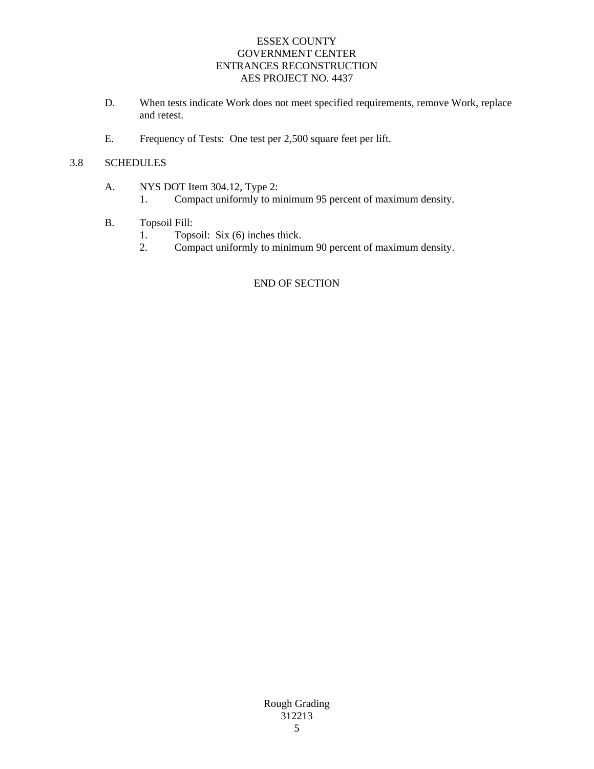D. When tests indicate Work does not meet specified requirements, remove Work, replace and retest.

E. Frequency of Tests: One test per 2,500 square feet per lift.

## 3.8 SCHEDULES

A. NYS DOT Item 304.12, Type 2:
   1. Compact uniformly to minimum 95 percent of maximum density.

B. Topsoil Fill:
   1. Topsoil: Six (6) inches thick.
   2. Compact uniformly to minimum 90 percent of maximum density.

END OF SECTION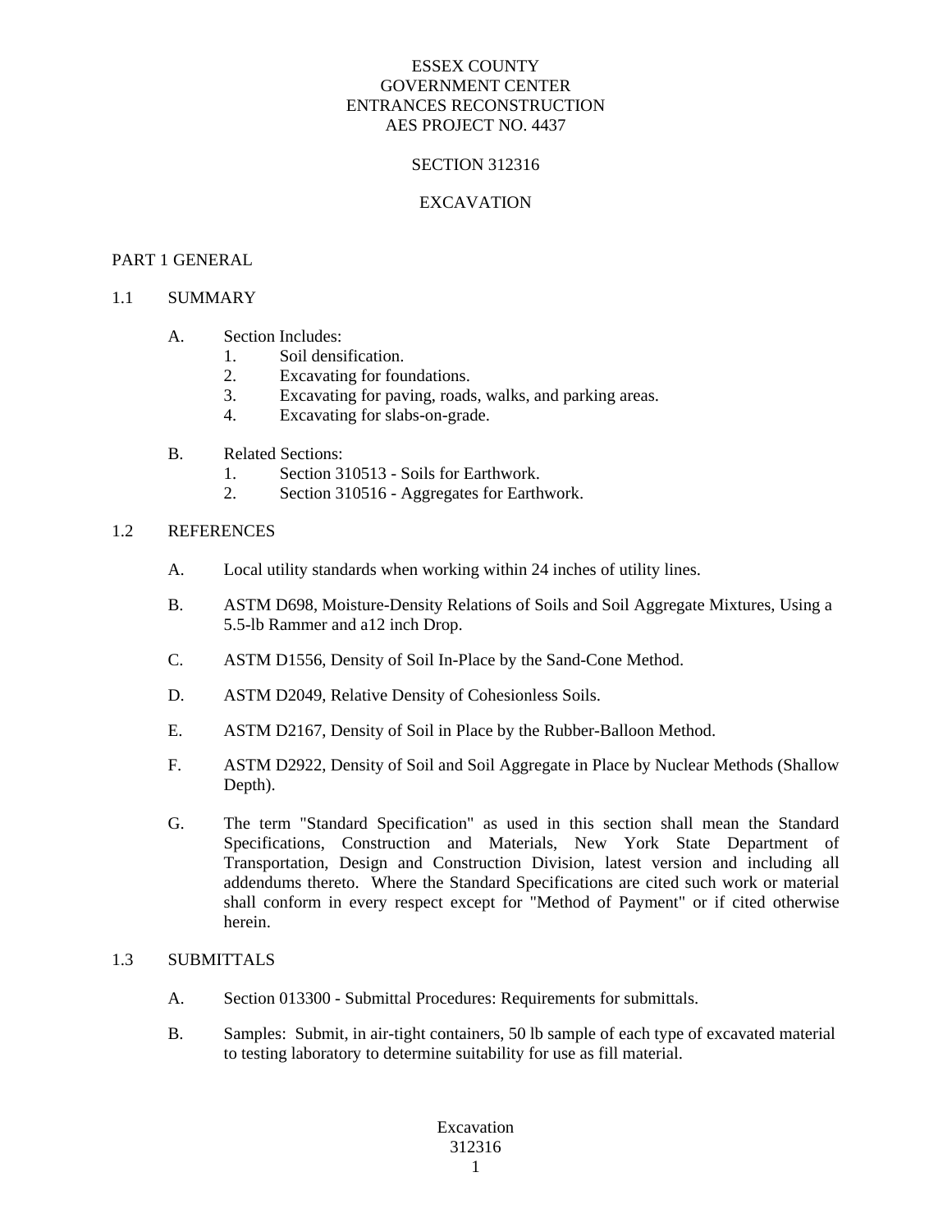ESSEX COUNTY
GOVERNMENT CENTER
ENTRANCES RECONSTRUCTION
AES PROJECT NO. 4437

SECTION 312316

EXCAVATION

# PART 1 GENERAL

## 1.1 SUMMARY

A. Section Includes:
   1. Soil densification.
   2. Excavating for foundations.
   3. Excavating for paving, roads, walks, and parking areas.
   4. Excavating for slabs-on-grade.

B. Related Sections:
   1. Section 310513 - Soils for Earthwork.
   2. Section 310516 - Aggregates for Earthwork.

## 1.2 REFERENCES

A. Local utility standards when working within 24 inches of utility lines.

B. ASTM D698, Moisture-Density Relations of Soils and Soil Aggregate Mixtures, Using a 5.5-lb Rammer and a12 inch Drop.

C. ASTM D1556, Density of Soil In-Place by the Sand-Cone Method.

D. ASTM D2049, Relative Density of Cohesionless Soils.

E. ASTM D2167, Density of Soil in Place by the Rubber-Balloon Method.

F. ASTM D2922, Density of Soil and Soil Aggregate in Place by Nuclear Methods (Shallow Depth).

G. The term "Standard Specification" as used in this section shall mean the Standard Specifications, Construction and Materials, New York State Department of Transportation, Design and Construction Division, latest version and including all addendums thereto. Where the Standard Specifications are cited such work or material shall conform in every respect except for "Method of Payment" or if cited otherwise herein.

## 1.3 SUBMITTALS

A. Section 013300 - Submittal Procedures: Requirements for submittals.

B. Samples: Submit, in air-tight containers, 50 lb sample of each type of excavated material to testing laboratory to determine suitability for use as fill material.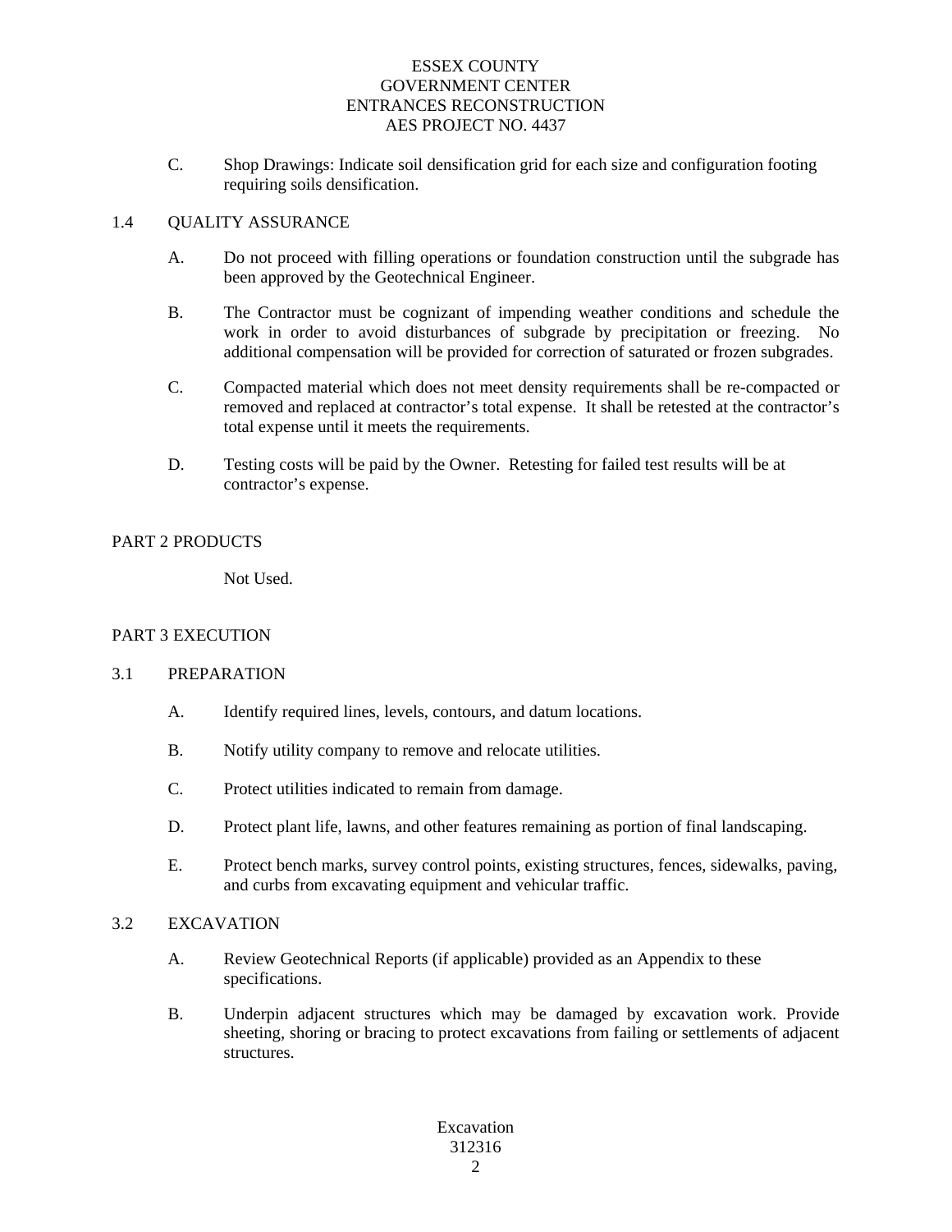C. Shop Drawings: Indicate soil densification grid for each size and configuration footing requiring soils densification.

## 1.4 QUALITY ASSURANCE

A. Do not proceed with filling operations or foundation construction until the subgrade has been approved by the Geotechnical Engineer.

B. The Contractor must be cognizant of impending weather conditions and schedule the work in order to avoid disturbances of subgrade by precipitation or freezing. No additional compensation will be provided for correction of saturated or frozen subgrades.

C. Compacted material which does not meet density requirements shall be re-compacted or removed and replaced at contractor's total expense. It shall be retested at the contractor's total expense until it meets the requirements.

D. Testing costs will be paid by the Owner. Retesting for failed test results will be at contractor's expense.

# PART 2 PRODUCTS

Not Used.

# PART 3 EXECUTION

## 3.1 PREPARATION

A. Identify required lines, levels, contours, and datum locations.

B. Notify utility company to remove and relocate utilities.

C. Protect utilities indicated to remain from damage.

D. Protect plant life, lawns, and other features remaining as portion of final landscaping.

E. Protect bench marks, survey control points, existing structures, fences, sidewalks, paving, and curbs from excavating equipment and vehicular traffic.

## 3.2 EXCAVATION

A. Review Geotechnical Reports (if applicable) provided as an Appendix to these specifications.

B. Underpin adjacent structures which may be damaged by excavation work. Provide sheeting, shoring or bracing to protect excavations from failing or settlements of adjacent structures.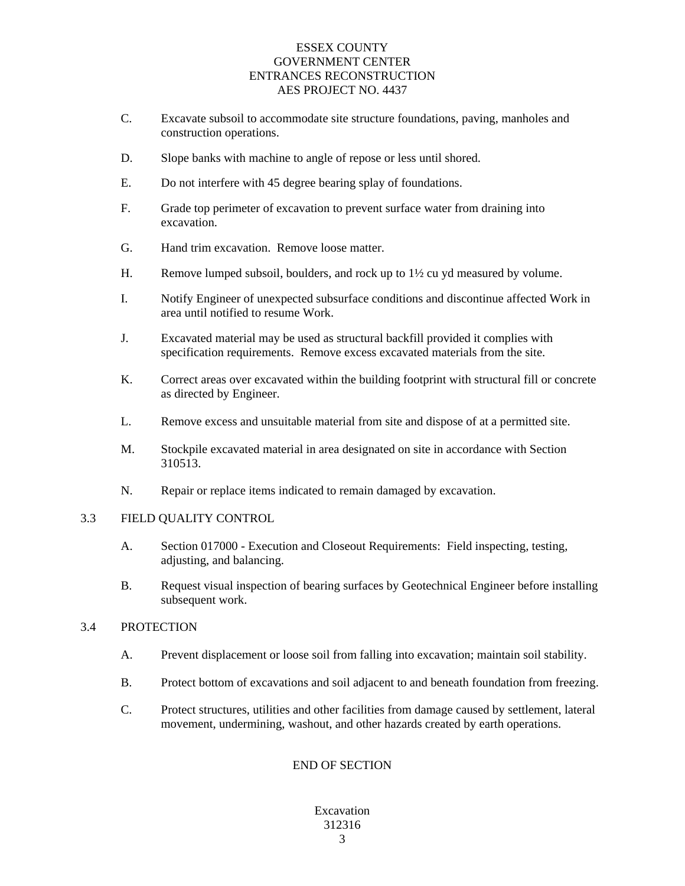C. Excavate subsoil to accommodate site structure foundations, paving, manholes and construction operations.

D. Slope banks with machine to angle of repose or less until shored.

E. Do not interfere with 45 degree bearing splay of foundations.

F. Grade top perimeter of excavation to prevent surface water from draining into excavation.

G. Hand trim excavation. Remove loose matter.

H. Remove lumped subsoil, boulders, and rock up to 1½ cu yd measured by volume.

I. Notify Engineer of unexpected subsurface conditions and discontinue affected Work in area until notified to resume Work.

J. Excavated material may be used as structural backfill provided it complies with specification requirements. Remove excess excavated materials from the site.

K. Correct areas over excavated within the building footprint with structural fill or concrete as directed by Engineer.

L. Remove excess and unsuitable material from site and dispose of at a permitted site.

M. Stockpile excavated material in area designated on site in accordance with Section 310513.

N. Repair or replace items indicated to remain damaged by excavation.

## 3.3 FIELD QUALITY CONTROL

A. Section 017000 - Execution and Closeout Requirements: Field inspecting, testing, adjusting, and balancing.

B. Request visual inspection of bearing surfaces by Geotechnical Engineer before installing subsequent work.

## 3.4 PROTECTION

A. Prevent displacement or loose soil from falling into excavation; maintain soil stability.

B. Protect bottom of excavations and soil adjacent to and beneath foundation from freezing.

C. Protect structures, utilities and other facilities from damage caused by settlement, lateral movement, undermining, washout, and other hazards created by earth operations.

END OF SECTION